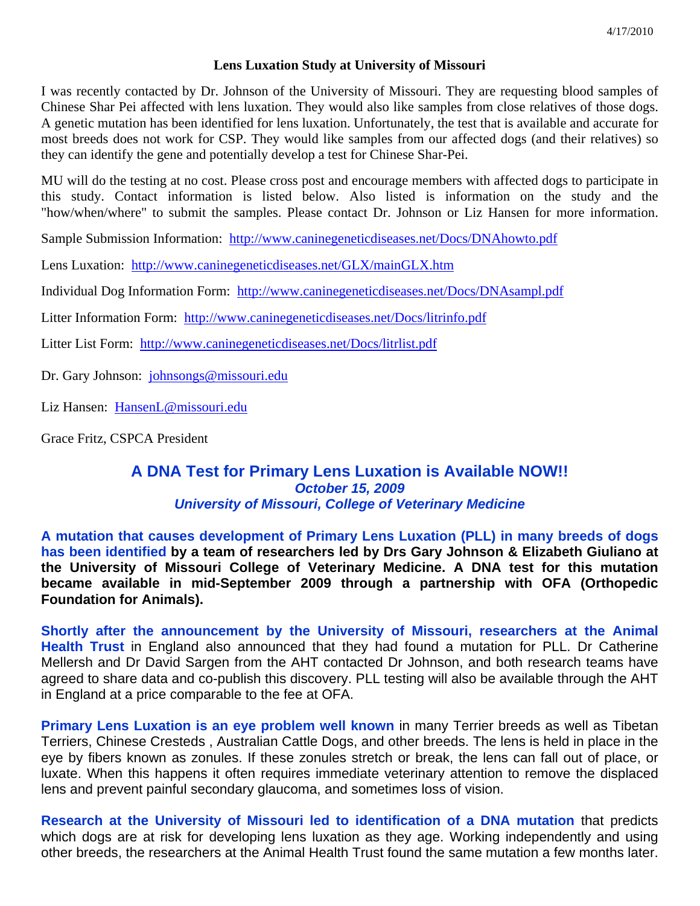4/17/2010

## Lens Luxation Study at University of Missouri

I was recently contacted by Dr. Johnson of the University of Missouri. They are requesting blood samples of Chinese Shar Pei affected with lens luxation. They would also like samples from close relatives of those dogs. A genetic mutation has been identified for lens luxation. Unfortunately, the test that is available and accurate for most breeds does not work for CSP. They would like samples from our affected dogs (and their relatives) so they can identify the gene and potentially develop a test for Chinese Shar-Pei.

MU will do the testing at no cost. Please cross post and encourage members with affected dogs to participate in this study. Contact information is listed below. Also listed is information on the study and the "how/when/where" to submit the samples. Please contact Dr. Johnson or Liz Hansen for more information.

Sample Submission Information: http://www.caninegeneticdiseases.net/Docs/DNAhowto.pdf

Lens Luxation: http://www.caninegeneticdiseases.net/GLX/mainGLX.htm

Individual Dog Information Form: http://www.caninegeneticdiseases.net/Docs/DNAsampl.pdf

Litter Information Form: http://www.caninegeneticdiseases.net/Docs/litrinfo.pdf

Litter List Form: http://www.caninegeneticdiseases.net/Docs/litrlist.pdf

Dr. Gary Johnson: johnsongs@missouri.edu

Liz Hansen: HansenL@missouri.edu

Grace Fritz, CSPCA President

## A DNA Test for Primary Lens Luxation is Available NOW!!

***October 15, 2009***

***University of Missouri, College of Veterinary Medicine***

**A mutation that causes development of Primary Lens Luxation (PLL) in many breeds of dogs has been identified by a team of researchers led by Drs Gary Johnson & Elizabeth Giuliano at the University of Missouri College of Veterinary Medicine. A DNA test for this mutation became available in mid-September 2009 through a partnership with OFA (Orthopedic Foundation for Animals).**

**Shortly after the announcement by the University of Missouri, researchers at the Animal Health Trust** in England also announced that they had found a mutation for PLL. Dr Catherine Mellersh and Dr David Sargen from the AHT contacted Dr Johnson, and both research teams have agreed to share data and co-publish this discovery. PLL testing will also be available through the AHT in England at a price comparable to the fee at OFA.

**Primary Lens Luxation is an eye problem well known** in many Terrier breeds as well as Tibetan Terriers, Chinese Cresteds , Australian Cattle Dogs, and other breeds. The lens is held in place in the eye by fibers known as zonules. If these zonules stretch or break, the lens can fall out of place, or luxate. When this happens it often requires immediate veterinary attention to remove the displaced lens and prevent painful secondary glaucoma, and sometimes loss of vision.

**Research at the University of Missouri led to identification of a DNA mutation** that predicts which dogs are at risk for developing lens luxation as they age. Working independently and using other breeds, the researchers at the Animal Health Trust found the same mutation a few months later.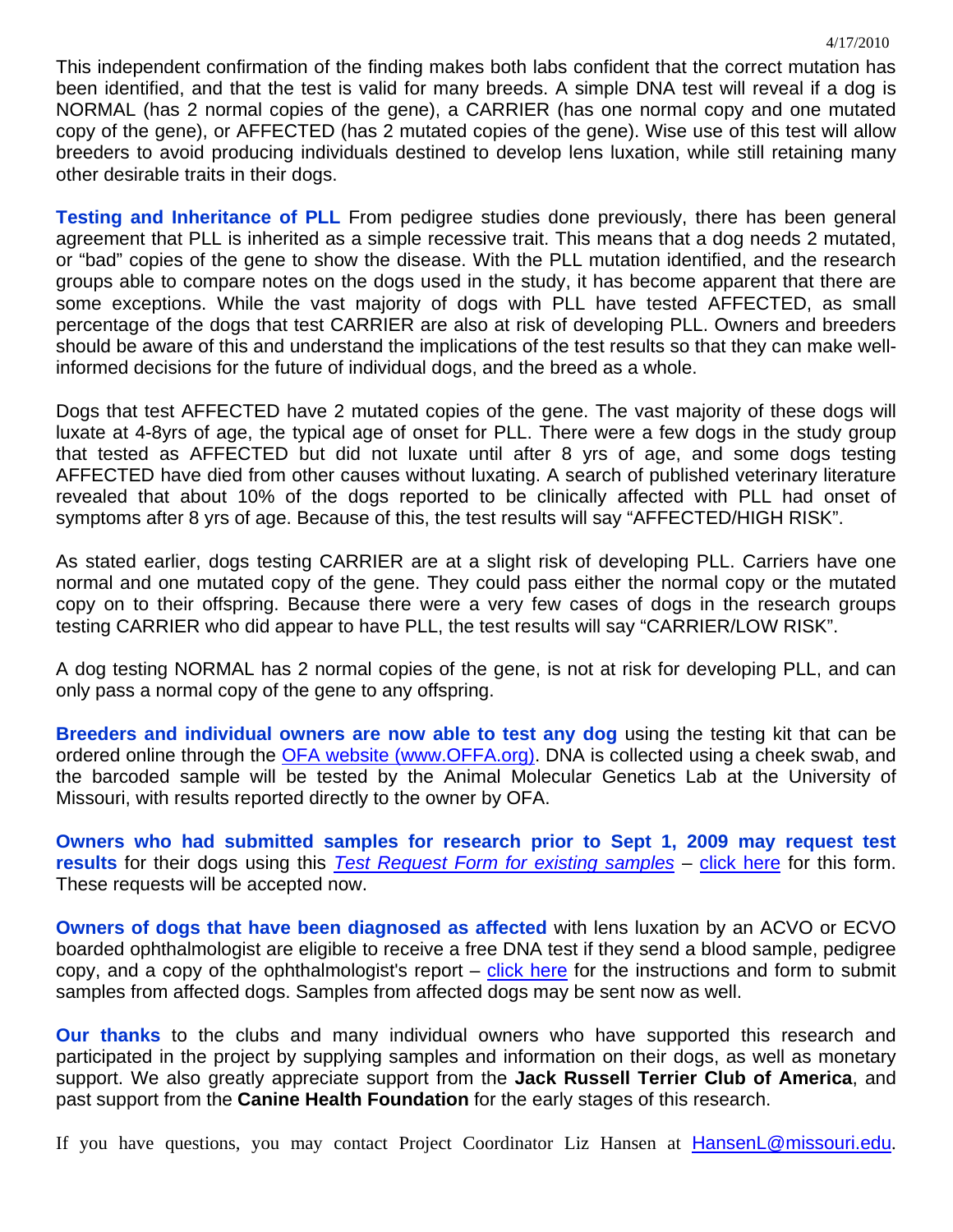This independent confirmation of the finding makes both labs confident that the correct mutation has been identified, and that the test is valid for many breeds. A simple DNA test will reveal if a dog is NORMAL (has 2 normal copies of the gene), a CARRIER (has one normal copy and one mutated copy of the gene), or AFFECTED (has 2 mutated copies of the gene). Wise use of this test will allow breeders to avoid producing individuals destined to develop lens luxation, while still retaining many other desirable traits in their dogs.

**Testing and Inheritance of PLL** From pedigree studies done previously, there has been general agreement that PLL is inherited as a simple recessive trait. This means that a dog needs 2 mutated, or "bad" copies of the gene to show the disease. With the PLL mutation identified, and the research groups able to compare notes on the dogs used in the study, it has become apparent that there are some exceptions. While the vast majority of dogs with PLL have tested AFFECTED, as small percentage of the dogs that test CARRIER are also at risk of developing PLL. Owners and breeders should be aware of this and understand the implications of the test results so that they can make well-informed decisions for the future of individual dogs, and the breed as a whole.

Dogs that test AFFECTED have 2 mutated copies of the gene. The vast majority of these dogs will luxate at 4-8yrs of age, the typical age of onset for PLL. There were a few dogs in the study group that tested as AFFECTED but did not luxate until after 8 yrs of age, and some dogs testing AFFECTED have died from other causes without luxating. A search of published veterinary literature revealed that about 10% of the dogs reported to be clinically affected with PLL had onset of symptoms after 8 yrs of age. Because of this, the test results will say "AFFECTED/HIGH RISK".

As stated earlier, dogs testing CARRIER are at a slight risk of developing PLL. Carriers have one normal and one mutated copy of the gene. They could pass either the normal copy or the mutated copy on to their offspring. Because there were a very few cases of dogs in the research groups testing CARRIER who did appear to have PLL, the test results will say "CARRIER/LOW RISK".

A dog testing NORMAL has 2 normal copies of the gene, is not at risk for developing PLL, and can only pass a normal copy of the gene to any offspring.

**Breeders and individual owners are now able to test any dog** using the testing kit that can be ordered online through the [OFA website (www.OFFA.org)](http://www.OFFA.org). DNA is collected using a cheek swab, and the barcoded sample will be tested by the Animal Molecular Genetics Lab at the University of Missouri, with results reported directly to the owner by OFA.

**Owners who had submitted samples for research prior to Sept 1, 2009 may request test results** for their dogs using this *Test Request Form for existing samples* – click here for this form. These requests will be accepted now.

**Owners of dogs that have been diagnosed as affected** with lens luxation by an ACVO or ECVO boarded ophthalmologist are eligible to receive a free DNA test if they send a blood sample, pedigree copy, and a copy of the ophthalmologist's report – click here for the instructions and form to submit samples from affected dogs. Samples from affected dogs may be sent now as well.

**Our thanks** to the clubs and many individual owners who have supported this research and participated in the project by supplying samples and information on their dogs, as well as monetary support. We also greatly appreciate support from the **Jack Russell Terrier Club of America**, and past support from the **Canine Health Foundation** for the early stages of this research.

If you have questions, you may contact Project Coordinator Liz Hansen at HansenL@missouri.edu.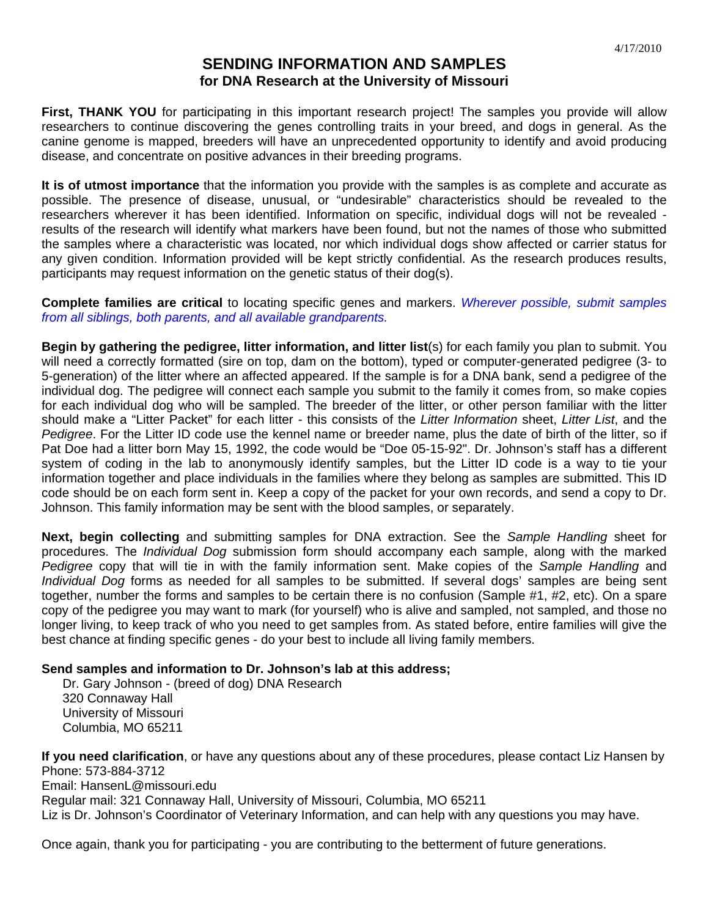4/17/2010

# SENDING INFORMATION AND SAMPLES
## for DNA Research at the University of Missouri

**First, THANK YOU** for participating in this important research project! The samples you provide will allow researchers to continue discovering the genes controlling traits in your breed, and dogs in general. As the canine genome is mapped, breeders will have an unprecedented opportunity to identify and avoid producing disease, and concentrate on positive advances in their breeding programs.

**It is of utmost importance** that the information you provide with the samples is as complete and accurate as possible. The presence of disease, unusual, or "undesirable" characteristics should be revealed to the researchers wherever it has been identified. Information on specific, individual dogs will not be revealed - results of the research will identify what markers have been found, but not the names of those who submitted the samples where a characteristic was located, nor which individual dogs show affected or carrier status for any given condition. Information provided will be kept strictly confidential. As the research produces results, participants may request information on the genetic status of their dog(s).

**Complete families are critical** to locating specific genes and markers. *Wherever possible, submit samples from all siblings, both parents, and all available grandparents.*

**Begin by gathering the pedigree, litter information, and litter list**(s) for each family you plan to submit. You will need a correctly formatted (sire on top, dam on the bottom), typed or computer-generated pedigree (3- to 5-generation) of the litter where an affected appeared. If the sample is for a DNA bank, send a pedigree of the individual dog. The pedigree will connect each sample you submit to the family it comes from, so make copies for each individual dog who will be sampled. The breeder of the litter, or other person familiar with the litter should make a "Litter Packet" for each litter - this consists of the *Litter Information* sheet, *Litter List*, and the *Pedigree*. For the Litter ID code use the kennel name or breeder name, plus the date of birth of the litter, so if Pat Doe had a litter born May 15, 1992, the code would be "Doe 05-15-92". Dr. Johnson's staff has a different system of coding in the lab to anonymously identify samples, but the Litter ID code is a way to tie your information together and place individuals in the families where they belong as samples are submitted. This ID code should be on each form sent in. Keep a copy of the packet for your own records, and send a copy to Dr. Johnson. This family information may be sent with the blood samples, or separately.

**Next, begin collecting** and submitting samples for DNA extraction. See the *Sample Handling* sheet for procedures. The *Individual Dog* submission form should accompany each sample, along with the marked *Pedigree* copy that will tie in with the family information sent. Make copies of the *Sample Handling* and *Individual Dog* forms as needed for all samples to be submitted. If several dogs' samples are being sent together, number the forms and samples to be certain there is no confusion (Sample #1, #2, etc). On a spare copy of the pedigree you may want to mark (for yourself) who is alive and sampled, not sampled, and those no longer living, to keep track of who you need to get samples from. As stated before, entire families will give the best chance at finding specific genes - do your best to include all living family members.

**Send samples and information to Dr. Johnson's lab at this address;**

Dr. Gary Johnson - (breed of dog) DNA Research
320 Connaway Hall
University of Missouri
Columbia, MO 65211

**If you need clarification**, or have any questions about any of these procedures, please contact Liz Hansen by
Phone: 573-884-3712
Email: HansenL@missouri.edu
Regular mail: 321 Connaway Hall, University of Missouri, Columbia, MO 65211
Liz is Dr. Johnson's Coordinator of Veterinary Information, and can help with any questions you may have.

Once again, thank you for participating - you are contributing to the betterment of future generations.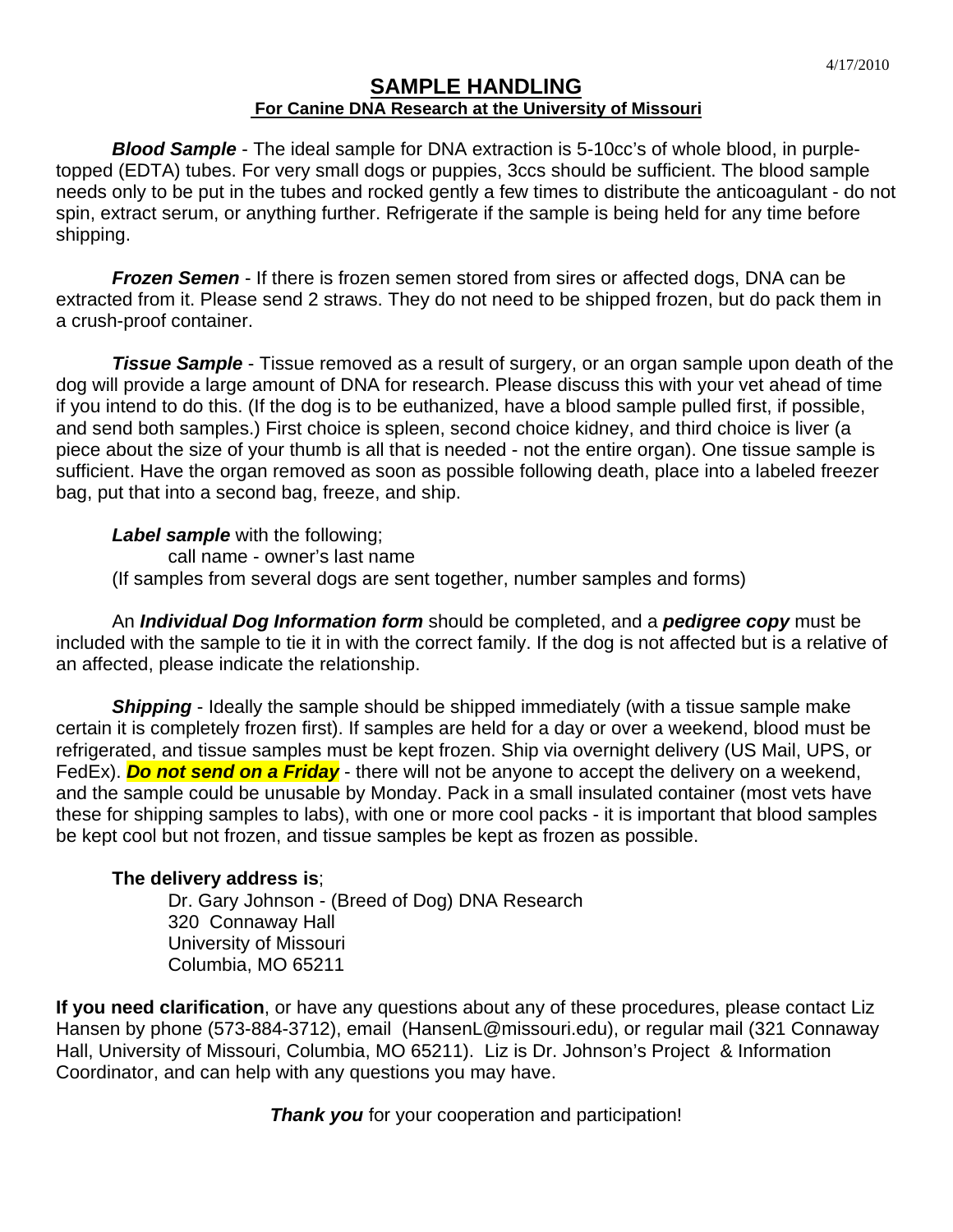4/17/2010

# SAMPLE HANDLING

## For Canine DNA Research at the University of Missouri

***Blood Sample*** - The ideal sample for DNA extraction is 5-10cc's of whole blood, in purple-topped (EDTA) tubes. For very small dogs or puppies, 3ccs should be sufficient. The blood sample needs only to be put in the tubes and rocked gently a few times to distribute the anticoagulant - do not spin, extract serum, or anything further. Refrigerate if the sample is being held for any time before shipping.

***Frozen Semen*** - If there is frozen semen stored from sires or affected dogs, DNA can be extracted from it. Please send 2 straws. They do not need to be shipped frozen, but do pack them in a crush-proof container.

***Tissue Sample*** - Tissue removed as a result of surgery, or an organ sample upon death of the dog will provide a large amount of DNA for research. Please discuss this with your vet ahead of time if you intend to do this. (If the dog is to be euthanized, have a blood sample pulled first, if possible, and send both samples.) First choice is spleen, second choice kidney, and third choice is liver (a piece about the size of your thumb is all that is needed - not the entire organ). One tissue sample is sufficient. Have the organ removed as soon as possible following death, place into a labeled freezer bag, put that into a second bag, freeze, and ship.

***Label sample*** with the following;
call name - owner's last name
(If samples from several dogs are sent together, number samples and forms)

An ***Individual Dog Information form*** should be completed, and a ***pedigree copy*** must be included with the sample to tie it in with the correct family. If the dog is not affected but is a relative of an affected, please indicate the relationship.

***Shipping*** - Ideally the sample should be shipped immediately (with a tissue sample make certain it is completely frozen first). If samples are held for a day or over a weekend, blood must be refrigerated, and tissue samples must be kept frozen. Ship via overnight delivery (US Mail, UPS, or FedEx). ***Do not send on a Friday*** - there will not be anyone to accept the delivery on a weekend, and the sample could be unusable by Monday. Pack in a small insulated container (most vets have these for shipping samples to labs), with one or more cool packs - it is important that blood samples be kept cool but not frozen, and tissue samples be kept as frozen as possible.

**The delivery address is**;
Dr. Gary Johnson - (Breed of Dog) DNA Research
320 Connaway Hall
University of Missouri
Columbia, MO 65211

**If you need clarification**, or have any questions about any of these procedures, please contact Liz Hansen by phone (573-884-3712), email (HansenL@missouri.edu), or regular mail (321 Connaway Hall, University of Missouri, Columbia, MO 65211). Liz is Dr. Johnson's Project & Information Coordinator, and can help with any questions you may have.

***Thank you*** for your cooperation and participation!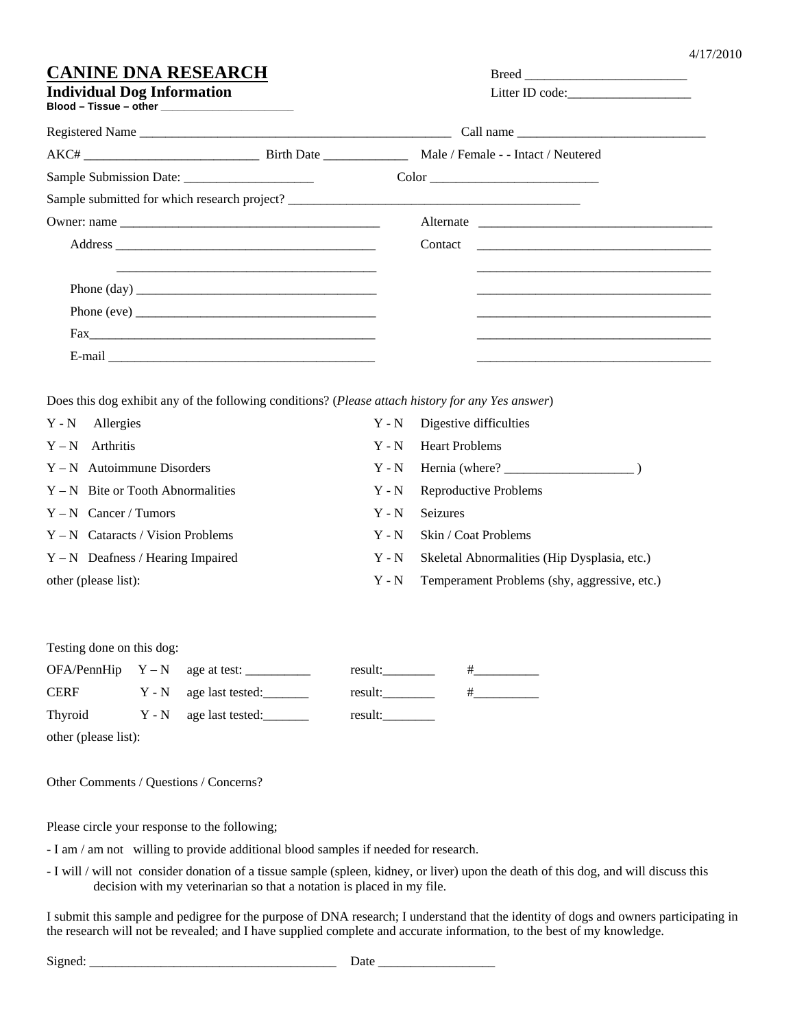4/17/2010

# CANINE DNA RESEARCH

## Individual Dog Information

**Blood – Tissue – other \_\_\_\_\_\_\_\_\_\_\_\_\_\_\_\_\_\_\_\_\_\_**

Breed \_\_\_\_\_\_\_\_\_\_\_\_\_\_\_\_\_\_\_\_\_\_\_\_\_

Litter ID code:\_\_\_\_\_\_\_\_\_\_\_\_\_\_\_\_\_\_\_

Registered Name \_\_\_\_\_\_\_\_\_\_\_\_\_\_\_\_\_\_\_\_\_\_\_\_\_\_\_\_\_\_\_\_\_\_\_\_\_\_\_\_\_\_\_\_\_\_\_ Call name \_\_\_\_\_\_\_\_\_\_\_\_\_\_\_\_\_\_\_\_\_\_\_\_\_\_\_\_\_

AKC# \_\_\_\_\_\_\_\_\_\_\_\_\_\_\_\_\_\_\_\_\_\_\_\_\_\_\_ Birth Date \_\_\_\_\_\_\_\_\_\_\_\_\_ Male / Female - - Intact / Neutered

Sample Submission Date: \_\_\_\_\_\_\_\_\_\_\_\_\_\_\_\_\_\_\_\_ Color \_\_\_\_\_\_\_\_\_\_\_\_\_\_\_\_\_\_\_\_\_\_\_\_\_\_

Sample submitted for which research project? \_\_\_\_\_\_\_\_\_\_\_\_\_\_\_\_\_\_\_\_\_\_\_\_\_\_\_\_\_\_\_\_\_\_\_\_\_\_\_\_\_\_\_\_\_

Owner: name \_\_\_\_\_\_\_\_\_\_\_\_\_\_\_\_\_\_\_\_\_\_\_\_\_\_\_\_\_\_\_\_\_\_\_\_\_\_\_\_

Address \_\_\_\_\_\_\_\_\_\_\_\_\_\_\_\_\_\_\_\_\_\_\_\_\_\_\_\_\_\_\_\_\_\_\_\_\_\_\_\_

\_\_\_\_\_\_\_\_\_\_\_\_\_\_\_\_\_\_\_\_\_\_\_\_\_\_\_\_\_\_\_\_\_\_\_\_\_\_\_\_

Phone (day) \_\_\_\_\_\_\_\_\_\_\_\_\_\_\_\_\_\_\_\_\_\_\_\_\_\_\_\_\_\_\_\_\_\_\_\_\_

Phone (eve) \_\_\_\_\_\_\_\_\_\_\_\_\_\_\_\_\_\_\_\_\_\_\_\_\_\_\_\_\_\_\_\_\_\_\_\_\_

Fax\_\_\_\_\_\_\_\_\_\_\_\_\_\_\_\_\_\_\_\_\_\_\_\_\_\_\_\_\_\_\_\_\_\_\_\_\_\_\_\_\_\_\_\_\_

E-mail \_\_\_\_\_\_\_\_\_\_\_\_\_\_\_\_\_\_\_\_\_\_\_\_\_\_\_\_\_\_\_\_\_\_\_\_\_\_\_\_\_

Alternate \_\_\_\_\_\_\_\_\_\_\_\_\_\_\_\_\_\_\_\_\_\_\_\_\_\_\_\_\_\_\_\_\_\_\_\_\_

Contact \_\_\_\_\_\_\_\_\_\_\_\_\_\_\_\_\_\_\_\_\_\_\_\_\_\_\_\_\_\_\_\_\_\_\_\_\_

\_\_\_\_\_\_\_\_\_\_\_\_\_\_\_\_\_\_\_\_\_\_\_\_\_\_\_\_\_\_\_\_\_\_\_\_\_

\_\_\_\_\_\_\_\_\_\_\_\_\_\_\_\_\_\_\_\_\_\_\_\_\_\_\_\_\_\_\_\_\_\_\_\_\_

\_\_\_\_\_\_\_\_\_\_\_\_\_\_\_\_\_\_\_\_\_\_\_\_\_\_\_\_\_\_\_\_\_\_\_\_\_

\_\_\_\_\_\_\_\_\_\_\_\_\_\_\_\_\_\_\_\_\_\_\_\_\_\_\_\_\_\_\_\_\_\_\_\_\_

\_\_\_\_\_\_\_\_\_\_\_\_\_\_\_\_\_\_\_\_\_\_\_\_\_\_\_\_\_\_\_\_\_\_\_\_\_

Does this dog exhibit any of the following conditions? (*Please attach history for any Yes answer*)

Y - N Allergies

Y – N Arthritis

Y – N Autoimmune Disorders

Y – N Bite or Tooth Abnormalities

Y – N Cancer / Tumors

Y – N Cataracts / Vision Problems

Y – N Deafness / Hearing Impaired

other (please list):

Y - N Digestive difficulties

Y - N Heart Problems

Y - N Hernia (where? \_\_\_\_\_\_\_\_\_\_\_\_\_\_\_\_\_\_\_\_ )

Y - N Reproductive Problems

Y - N Seizures

Y - N Skin / Coat Problems

Y - N Skeletal Abnormalities (Hip Dysplasia, etc.)

Y - N Temperament Problems (shy, aggressive, etc.)

Testing done on this dog:

OFA/PennHip Y – N age at test: \_\_\_\_\_\_\_\_\_\_ result:\_\_\_\_\_\_\_\_ #\_\_\_\_\_\_\_\_\_\_

CERF Y - N age last tested:\_\_\_\_\_\_\_ result:\_\_\_\_\_\_\_\_ #\_\_\_\_\_\_\_\_\_\_

Thyroid Y - N age last tested:\_\_\_\_\_\_\_ result:\_\_\_\_\_\_\_\_

other (please list):

Other Comments / Questions / Concerns?

Please circle your response to the following;

- I am / am not willing to provide additional blood samples if needed for research.
- I will / will not consider donation of a tissue sample (spleen, kidney, or liver) upon the death of this dog, and will discuss this decision with my veterinarian so that a notation is placed in my file.

I submit this sample and pedigree for the purpose of DNA research; I understand that the identity of dogs and owners participating in the research will not be revealed; and I have supplied complete and accurate information, to the best of my knowledge.

Signed: \_\_\_\_\_\_\_\_\_\_\_\_\_\_\_\_\_\_\_\_\_\_\_\_\_\_\_\_\_\_\_\_\_\_\_\_\_\_ Date \_\_\_\_\_\_\_\_\_\_\_\_\_\_\_\_\_\_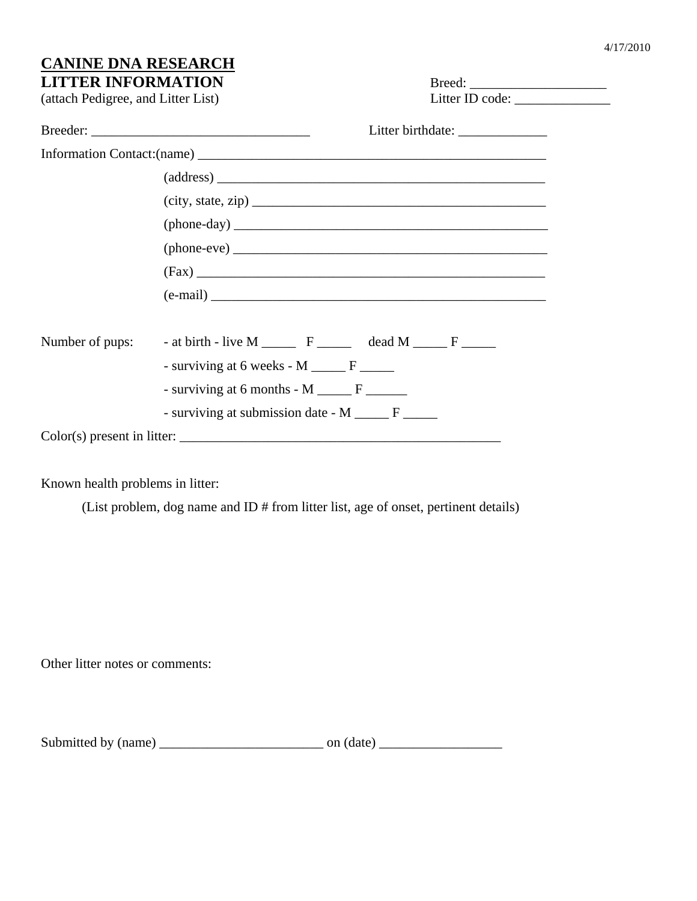4/17/2010

# CANINE DNA RESEARCH

## LITTER INFORMATION

(attach Pedigree, and Litter List)

Breed: ____________________

Litter ID code: ______________

Breeder: ________________________________ Litter birthdate: _____________

Information Contact:(name) ____________________________________________________

(address) _________________________________________________

(city, state, zip) _____________________________________________

(phone-day) _______________________________________________

(phone-eve) _______________________________________________

(Fax) _____________________________________________________

(e-mail) ___________________________________________________

Number of pups: - at birth - live M _____ F _____ dead M _____ F _____

- surviving at 6 weeks - M _____ F _____

- surviving at 6 months - M _____ F ______

- surviving at submission date - M _____ F _____

Color(s) present in litter: _________________________________________________

Known health problems in litter:

(List problem, dog name and ID # from litter list, age of onset, pertinent details)

Other litter notes or comments:

Submitted by (name) _________________________ on (date) __________________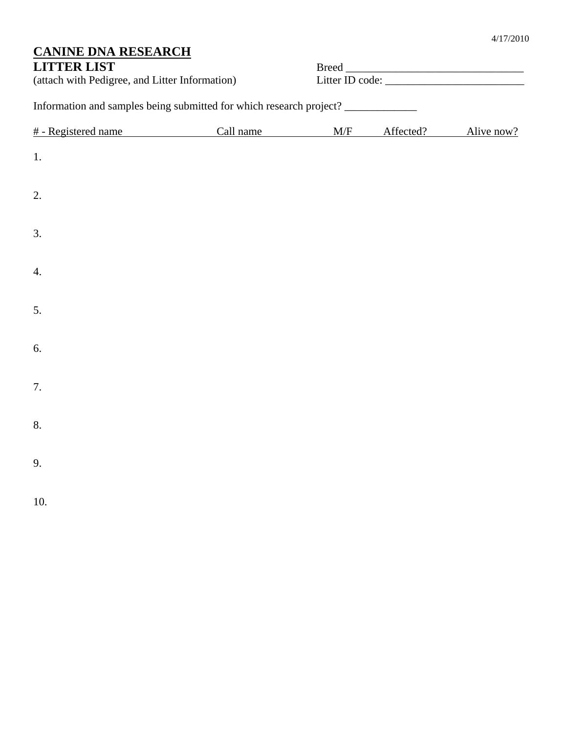4/17/2010

# CANINE DNA RESEARCH

## LITTER LIST

(attach with Pedigree, and Litter Information)

Breed ________________________________

Litter ID code: _________________________

Information and samples being submitted for which research project? _____________

| # - Registered name | Call name | M/F | Affected? | Alive now? |
|---|---|---|---|---|
| 1. | | | | |
| 2. | | | | |
| 3. | | | | |
| 4. | | | | |
| 5. | | | | |
| 6. | | | | |
| 7. | | | | |
| 8. | | | | |
| 9. | | | | |
| 10. | | | | |